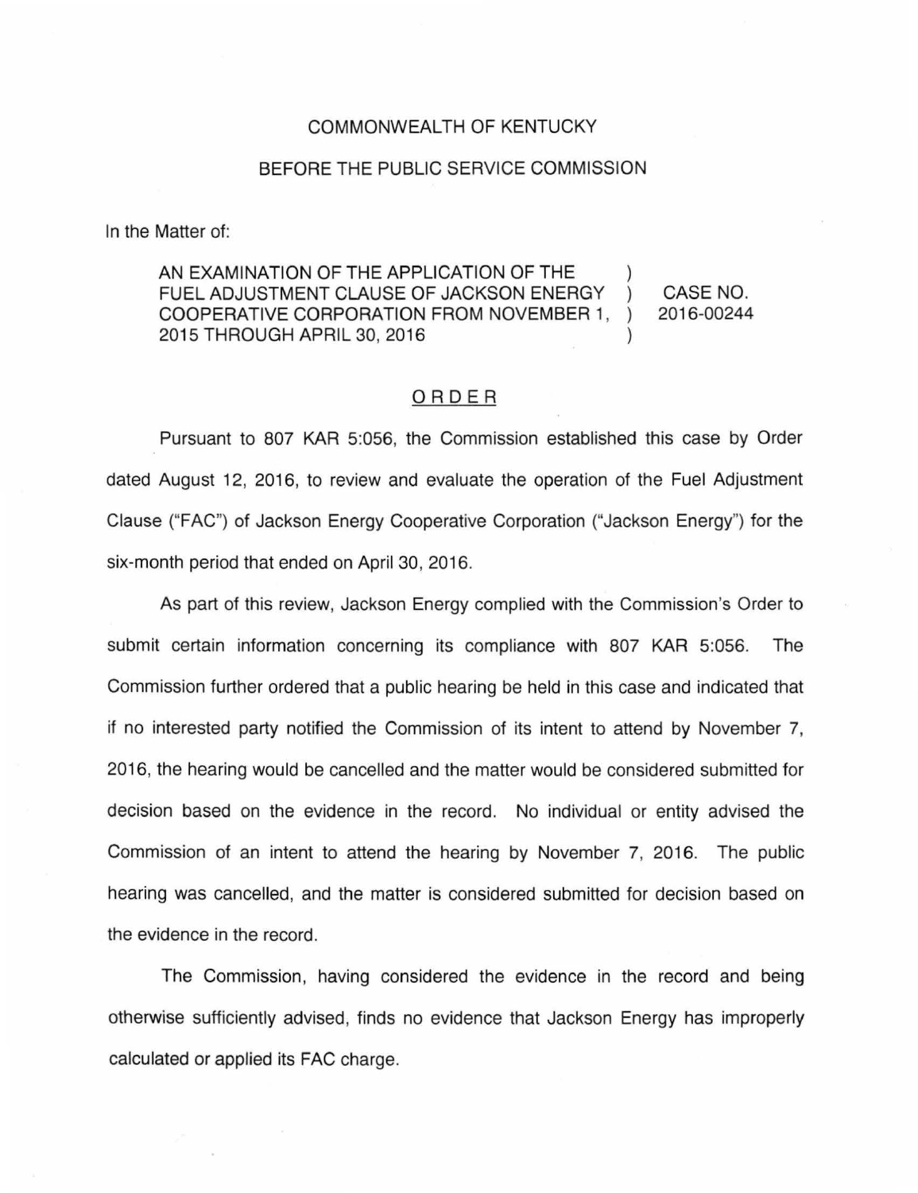COMMONWEALTH OF KENTUCKY

BEFORE THE PUBLIC SERVICE COMMISSION

In the Matter of:

| | | |
|---|---|---|
| AN EXAMINATION OF THE APPLICATION OF THE FUEL ADJUSTMENT CLAUSE OF JACKSON ENERGY COOPERATIVE CORPORATION FROM NOVEMBER 1, 2015 THROUGH APRIL 30, 2016 | ) | CASE NO. 2016-00244 |

## ORDER

Pursuant to 807 KAR 5:056, the Commission established this case by Order dated August 12, 2016, to review and evaluate the operation of the Fuel Adjustment Clause ("FAC") of Jackson Energy Cooperative Corporation ("Jackson Energy") for the six-month period that ended on April 30, 2016.

As part of this review, Jackson Energy complied with the Commission's Order to submit certain information concerning its compliance with 807 KAR 5:056. The Commission further ordered that a public hearing be held in this case and indicated that if no interested party notified the Commission of its intent to attend by November 7, 2016, the hearing would be cancelled and the matter would be considered submitted for decision based on the evidence in the record. No individual or entity advised the Commission of an intent to attend the hearing by November 7, 2016. The public hearing was cancelled, and the matter is considered submitted for decision based on the evidence in the record.

The Commission, having considered the evidence in the record and being otherwise sufficiently advised, finds no evidence that Jackson Energy has improperly calculated or applied its FAC charge.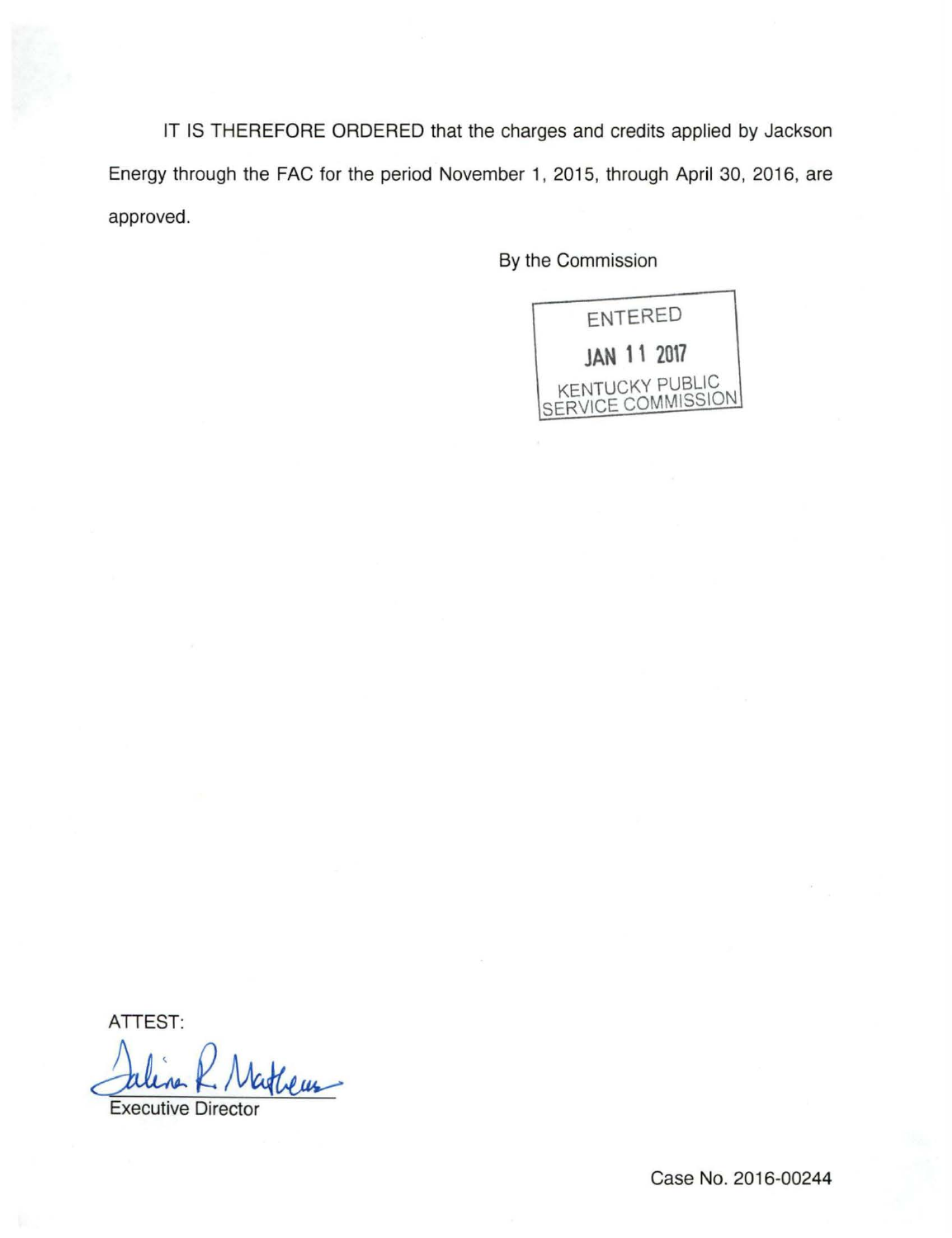IT IS THEREFORE ORDERED that the charges and credits applied by Jackson Energy through the FAC for the period November 1, 2015, through April 30, 2016, are approved.

By the Commission

ENTERED
JAN 11 2017
KENTUCKY PUBLIC SERVICE COMMISSION

ATTEST:

Executive Director

Case No. 2016-00244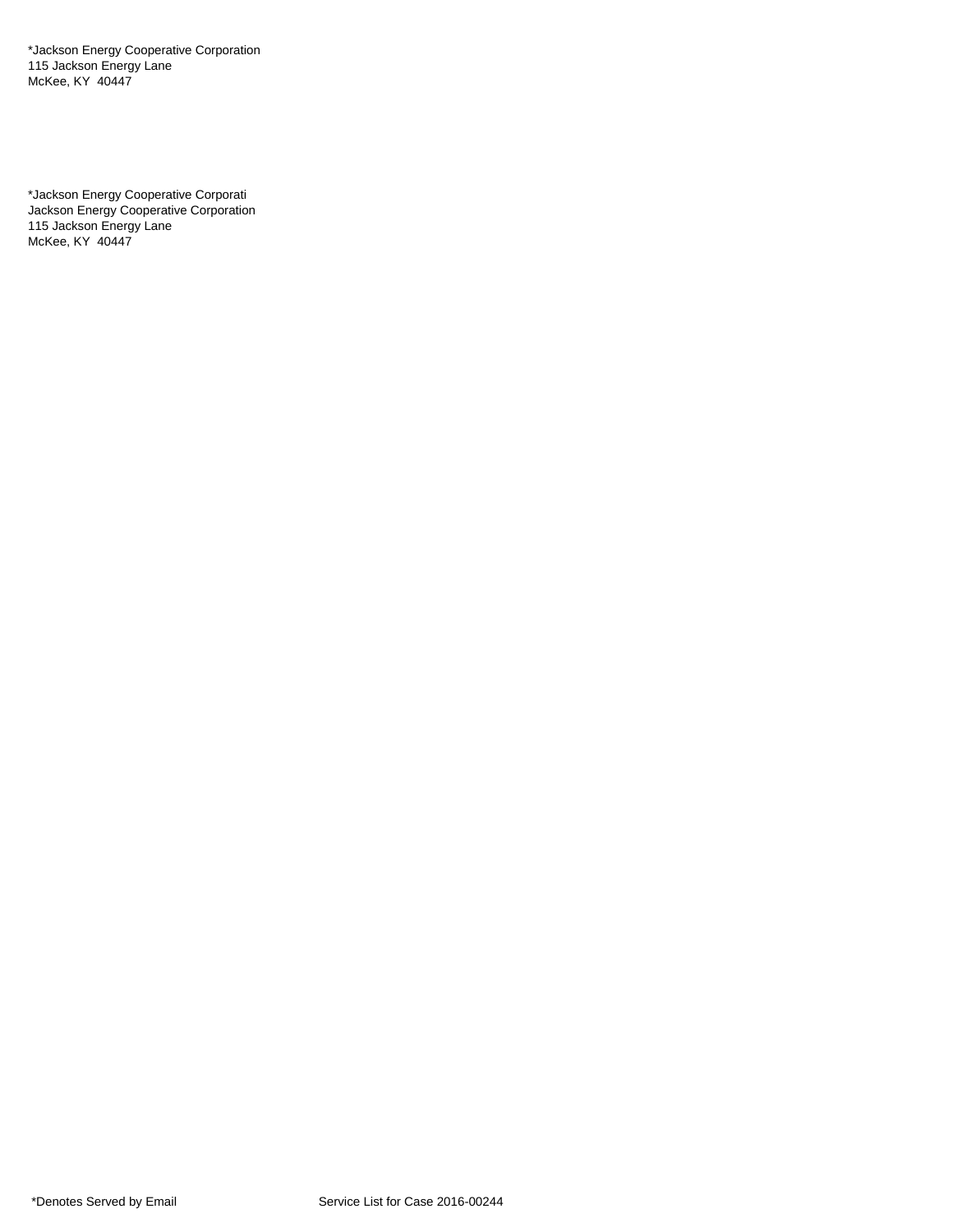*Jackson Energy Cooperative Corporation
115 Jackson Energy Lane
McKee, KY  40447

*Jackson Energy Cooperative Corporati
Jackson Energy Cooperative Corporation
115 Jackson Energy Lane
McKee, KY  40447